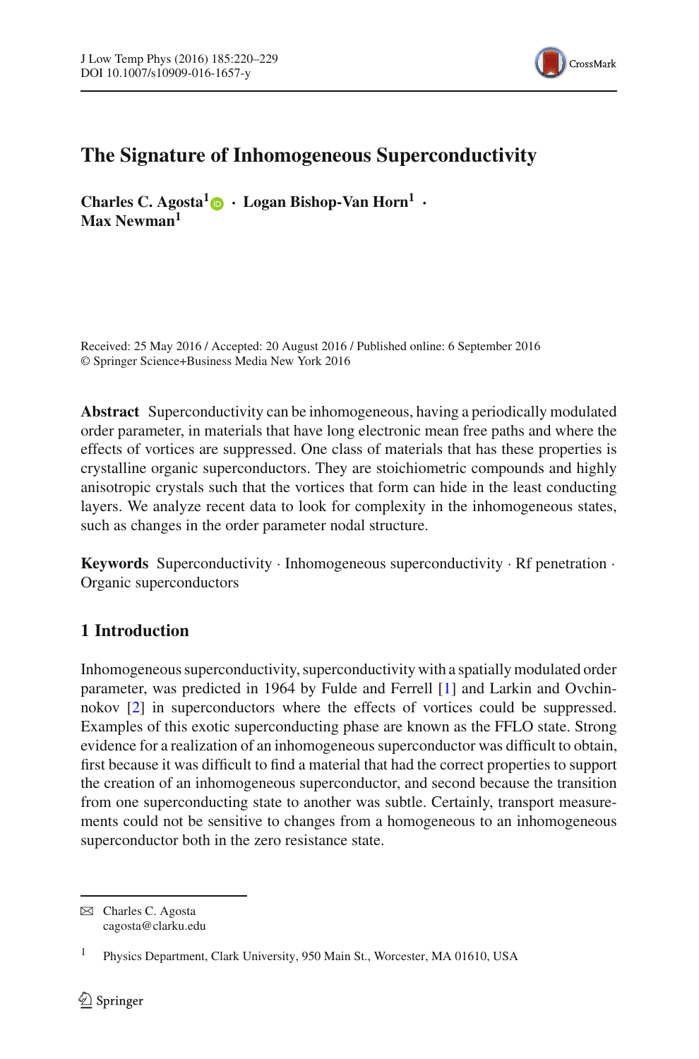# The Signature of Inhomogeneous Superconductivity

**Charles C. Agosta[1] · Logan Bishop-Van Horn[1] · Max Newman[1]**

Received: 25 May 2016 / Accepted: 20 August 2016 / Published online: 6 September 2016
© Springer Science+Business Media New York 2016

**Abstract** Superconductivity can be inhomogeneous, having a periodically modulated order parameter, in materials that have long electronic mean free paths and where the effects of vortices are suppressed. One class of materials that has these properties is crystalline organic superconductors. They are stoichiometric compounds and highly anisotropic crystals such that the vortices that form can hide in the least conducting layers. We analyze recent data to look for complexity in the inhomogeneous states, such as changes in the order parameter nodal structure.

**Keywords** Superconductivity · Inhomogeneous superconductivity · Rf penetration · Organic superconductors

## 1 Introduction

Inhomogeneous superconductivity, superconductivity with a spatially modulated order parameter, was predicted in 1964 by Fulde and Ferrell [1] and Larkin and Ovchinnokov [2] in superconductors where the effects of vortices could be suppressed. Examples of this exotic superconducting phase are known as the FFLO state. Strong evidence for a realization of an inhomogeneous superconductor was difficult to obtain, first because it was difficult to find a material that had the correct properties to support the creation of an inhomogeneous superconductor, and second because the transition from one superconducting state to another was subtle. Certainly, transport measurements could not be sensitive to changes from a homogeneous to an inhomogeneous superconductor both in the zero resistance state.

---

✉ Charles C. Agosta
cagosta@clarku.edu

[1] Physics Department, Clark University, 950 Main St., Worcester, MA 01610, USA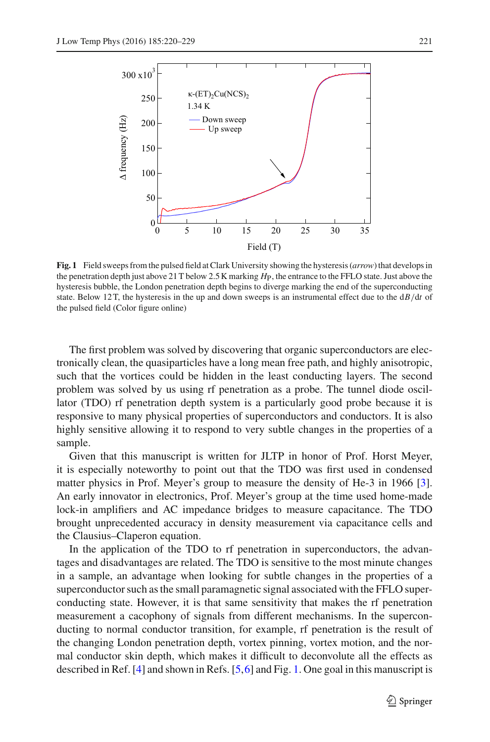**Fig. 1** Field sweeps from the pulsed field at Clark University showing the hysteresis (*arrow*) that develops in the penetration depth just above 21 T below 2.5 K marking $H_P$, the entrance to the FFLO state. Just above the hysteresis bubble, the London penetration depth begins to diverge marking the end of the superconducting state. Below 12 T, the hysteresis in the up and down sweeps is an instrumental effect due to the $dB/dt$ of the pulsed field (Color figure online)

The first problem was solved by discovering that organic superconductors are electronically clean, the quasiparticles have a long mean free path, and highly anisotropic, such that the vortices could be hidden in the least conducting layers. The second problem was solved by us using rf penetration as a probe. The tunnel diode oscillator (TDO) rf penetration depth system is a particularly good probe because it is responsive to many physical properties of superconductors and conductors. It is also highly sensitive allowing it to respond to very subtle changes in the properties of a sample.

Given that this manuscript is written for JLTP in honor of Prof. Horst Meyer, it is especially noteworthy to point out that the TDO was first used in condensed matter physics in Prof. Meyer's group to measure the density of He-3 in 1966 [3]. An early innovator in electronics, Prof. Meyer's group at the time used home-made lock-in amplifiers and AC impedance bridges to measure capacitance. The TDO brought unprecedented accuracy in density measurement via capacitance cells and the Clausius–Claperon equation.

In the application of the TDO to rf penetration in superconductors, the advantages and disadvantages are related. The TDO is sensitive to the most minute changes in a sample, an advantage when looking for subtle changes in the properties of a superconductor such as the small paramagnetic signal associated with the FFLO superconducting state. However, it is that same sensitivity that makes the rf penetration measurement a cacophony of signals from different mechanisms. In the superconducting to normal conductor transition, for example, rf penetration is the result of the changing London penetration depth, vortex pinning, vortex motion, and the normal conductor skin depth, which makes it difficult to deconvolute all the effects as described in Ref. [4] and shown in Refs. [5,6] and Fig. 1. One goal in this manuscript is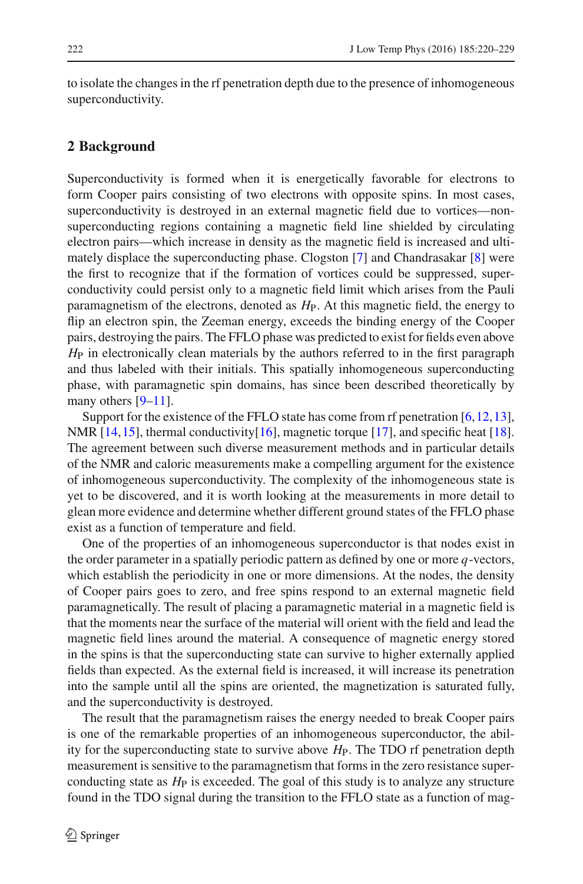to isolate the changes in the rf penetration depth due to the presence of inhomogeneous superconductivity.

## 2 Background

Superconductivity is formed when it is energetically favorable for electrons to form Cooper pairs consisting of two electrons with opposite spins. In most cases, superconductivity is destroyed in an external magnetic field due to vortices—non-superconducting regions containing a magnetic field line shielded by circulating electron pairs—which increase in density as the magnetic field is increased and ultimately displace the superconducting phase. Clogston [7] and Chandrasakar [8] were the first to recognize that if the formation of vortices could be suppressed, superconductivity could persist only to a magnetic field limit which arises from the Pauli paramagnetism of the electrons, denoted as $H_P$. At this magnetic field, the energy to flip an electron spin, the Zeeman energy, exceeds the binding energy of the Cooper pairs, destroying the pairs. The FFLO phase was predicted to exist for fields even above $H_P$ in electronically clean materials by the authors referred to in the first paragraph and thus labeled with their initials. This spatially inhomogeneous superconducting phase, with paramagnetic spin domains, has since been described theoretically by many others [9–11].

Support for the existence of the FFLO state has come from rf penetration [6,12,13], NMR [14,15], thermal conductivity[16], magnetic torque [17], and specific heat [18]. The agreement between such diverse measurement methods and in particular details of the NMR and caloric measurements make a compelling argument for the existence of inhomogeneous superconductivity. The complexity of the inhomogeneous state is yet to be discovered, and it is worth looking at the measurements in more detail to glean more evidence and determine whether different ground states of the FFLO phase exist as a function of temperature and field.

One of the properties of an inhomogeneous superconductor is that nodes exist in the order parameter in a spatially periodic pattern as defined by one or more $q$-vectors, which establish the periodicity in one or more dimensions. At the nodes, the density of Cooper pairs goes to zero, and free spins respond to an external magnetic field paramagnetically. The result of placing a paramagnetic material in a magnetic field is that the moments near the surface of the material will orient with the field and lead the magnetic field lines around the material. A consequence of magnetic energy stored in the spins is that the superconducting state can survive to higher externally applied fields than expected. As the external field is increased, it will increase its penetration into the sample until all the spins are oriented, the magnetization is saturated fully, and the superconductivity is destroyed.

The result that the paramagnetism raises the energy needed to break Cooper pairs is one of the remarkable properties of an inhomogeneous superconductor, the ability for the superconducting state to survive above $H_P$. The TDO rf penetration depth measurement is sensitive to the paramagnetism that forms in the zero resistance superconducting state as $H_P$ is exceeded. The goal of this study is to analyze any structure found in the TDO signal during the transition to the FFLO state as a function of mag-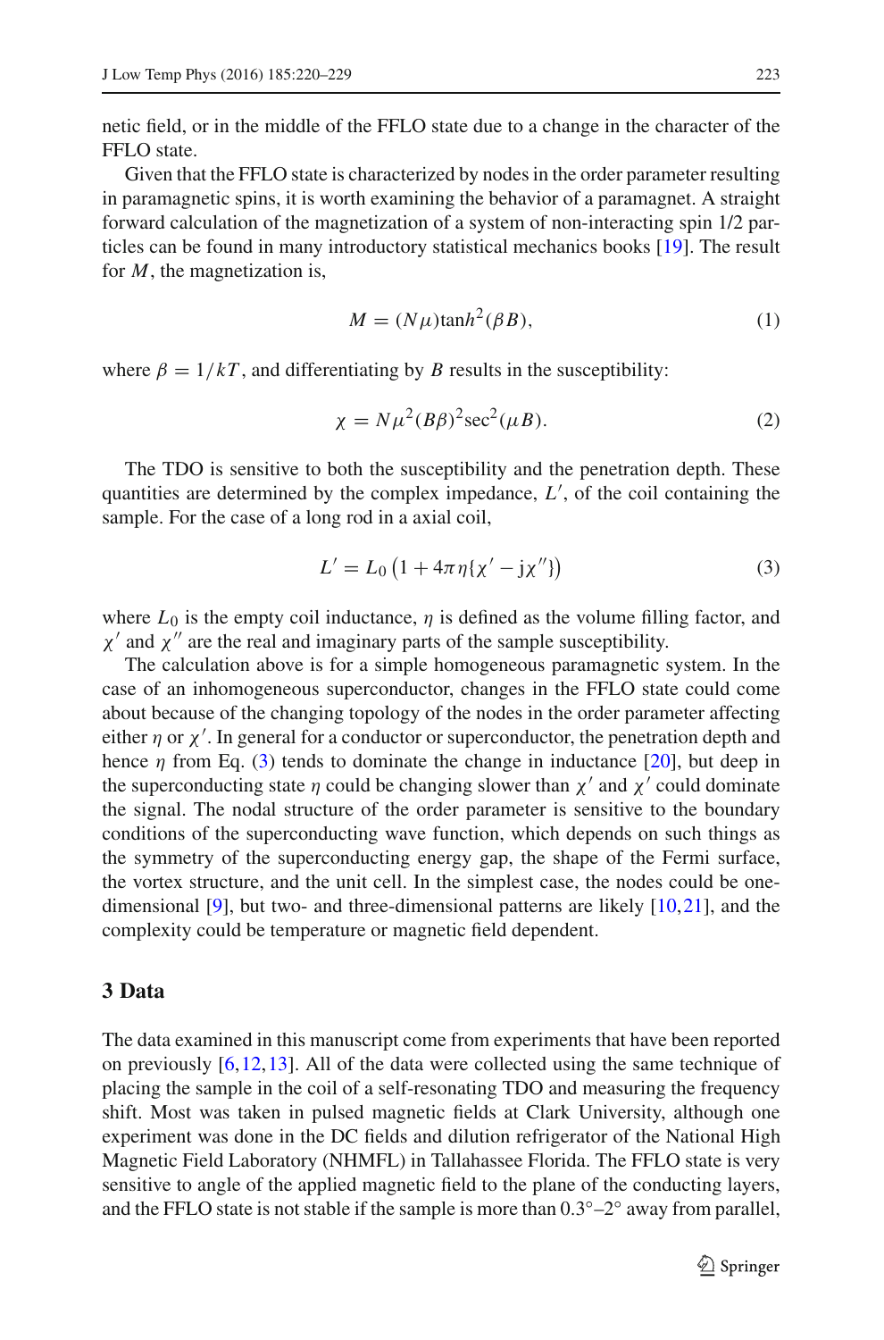netic field, or in the middle of the FFLO state due to a change in the character of the FFLO state.

Given that the FFLO state is characterized by nodes in the order parameter resulting in paramagnetic spins, it is worth examining the behavior of a paramagnet. A straight forward calculation of the magnetization of a system of non-interacting spin 1/2 particles can be found in many introductory statistical mechanics books [19]. The result for $M$, the magnetization is,

$$M = (N\mu)\tanh^2(\beta B), \tag{1}$$

where $\beta = 1/kT$, and differentiating by $B$ results in the susceptibility:

$$\chi = N\mu^2(B\beta)^2\sec^2(\mu B). \tag{2}$$

The TDO is sensitive to both the susceptibility and the penetration depth. These quantities are determined by the complex impedance, $L'$, of the coil containing the sample. For the case of a long rod in a axial coil,

$$L' = L_0\left(1 + 4\pi\eta\{\chi' - \mathrm{j}\chi''\}\right) \tag{3}$$

where $L_0$ is the empty coil inductance, $\eta$ is defined as the volume filling factor, and $\chi'$ and $\chi''$ are the real and imaginary parts of the sample susceptibility.

The calculation above is for a simple homogeneous paramagnetic system. In the case of an inhomogeneous superconductor, changes in the FFLO state could come about because of the changing topology of the nodes in the order parameter affecting either $\eta$ or $\chi'$. In general for a conductor or superconductor, the penetration depth and hence $\eta$ from Eq. (3) tends to dominate the change in inductance [20], but deep in the superconducting state $\eta$ could be changing slower than $\chi'$ and $\chi'$ could dominate the signal. The nodal structure of the order parameter is sensitive to the boundary conditions of the superconducting wave function, which depends on such things as the symmetry of the superconducting energy gap, the shape of the Fermi surface, the vortex structure, and the unit cell. In the simplest case, the nodes could be one-dimensional [9], but two- and three-dimensional patterns are likely [10,21], and the complexity could be temperature or magnetic field dependent.

## 3 Data

The data examined in this manuscript come from experiments that have been reported on previously [6,12,13]. All of the data were collected using the same technique of placing the sample in the coil of a self-resonating TDO and measuring the frequency shift. Most was taken in pulsed magnetic fields at Clark University, although one experiment was done in the DC fields and dilution refrigerator of the National High Magnetic Field Laboratory (NHMFL) in Tallahassee Florida. The FFLO state is very sensitive to angle of the applied magnetic field to the plane of the conducting layers, and the FFLO state is not stable if the sample is more than 0.3°–2° away from parallel,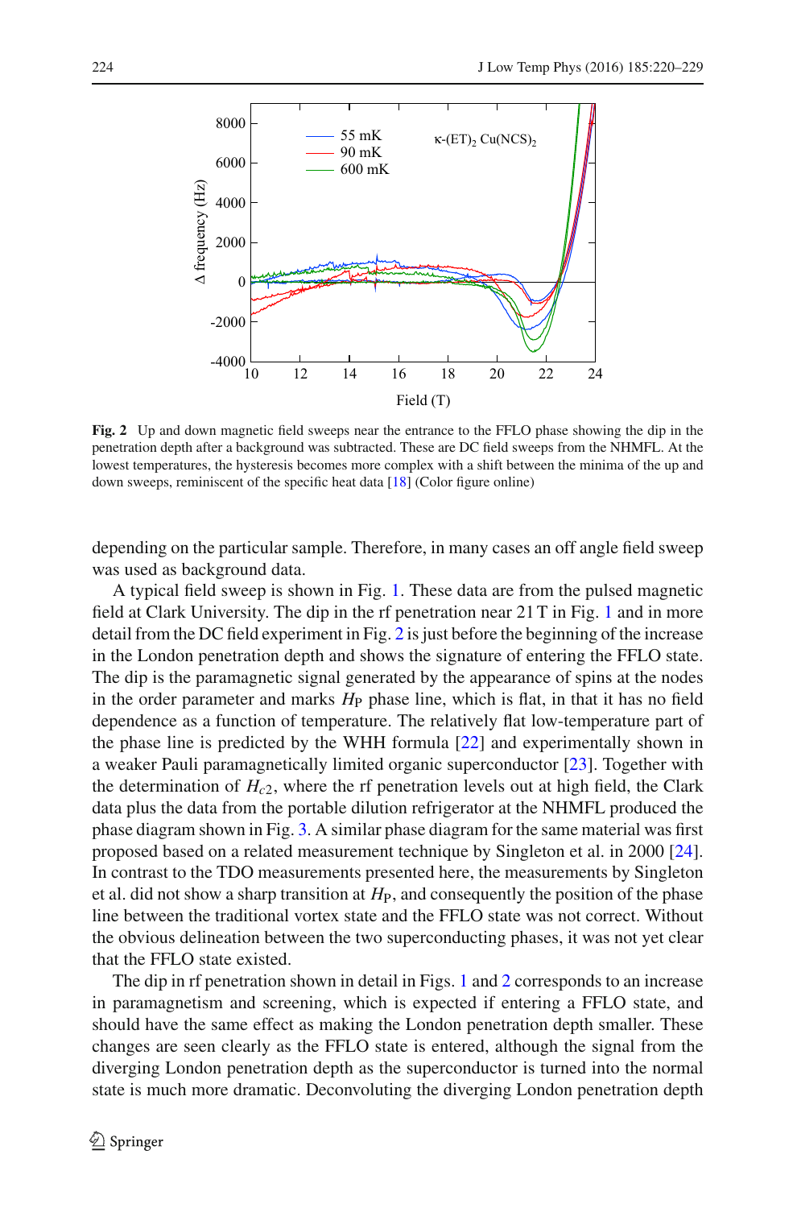**Fig. 2** Up and down magnetic field sweeps near the entrance to the FFLO phase showing the dip in the penetration depth after a background was subtracted. These are DC field sweeps from the NHMFL. At the lowest temperatures, the hysteresis becomes more complex with a shift between the minima of the up and down sweeps, reminiscent of the specific heat data [18] (Color figure online)

depending on the particular sample. Therefore, in many cases an off angle field sweep was used as background data.

A typical field sweep is shown in Fig. 1. These data are from the pulsed magnetic field at Clark University. The dip in the rf penetration near 21 T in Fig. 1 and in more detail from the DC field experiment in Fig. 2 is just before the beginning of the increase in the London penetration depth and shows the signature of entering the FFLO state. The dip is the paramagnetic signal generated by the appearance of spins at the nodes in the order parameter and marks $H_P$ phase line, which is flat, in that it has no field dependence as a function of temperature. The relatively flat low-temperature part of the phase line is predicted by the WHH formula [22] and experimentally shown in a weaker Pauli paramagnetically limited organic superconductor [23]. Together with the determination of $H_{c2}$, where the rf penetration levels out at high field, the Clark data plus the data from the portable dilution refrigerator at the NHMFL produced the phase diagram shown in Fig. 3. A similar phase diagram for the same material was first proposed based on a related measurement technique by Singleton et al. in 2000 [24]. In contrast to the TDO measurements presented here, the measurements by Singleton et al. did not show a sharp transition at $H_P$, and consequently the position of the phase line between the traditional vortex state and the FFLO state was not correct. Without the obvious delineation between the two superconducting phases, it was not yet clear that the FFLO state existed.

The dip in rf penetration shown in detail in Figs. 1 and 2 corresponds to an increase in paramagnetism and screening, which is expected if entering a FFLO state, and should have the same effect as making the London penetration depth smaller. These changes are seen clearly as the FFLO state is entered, although the signal from the diverging London penetration depth as the superconductor is turned into the normal state is much more dramatic. Deconvoluting the diverging London penetration depth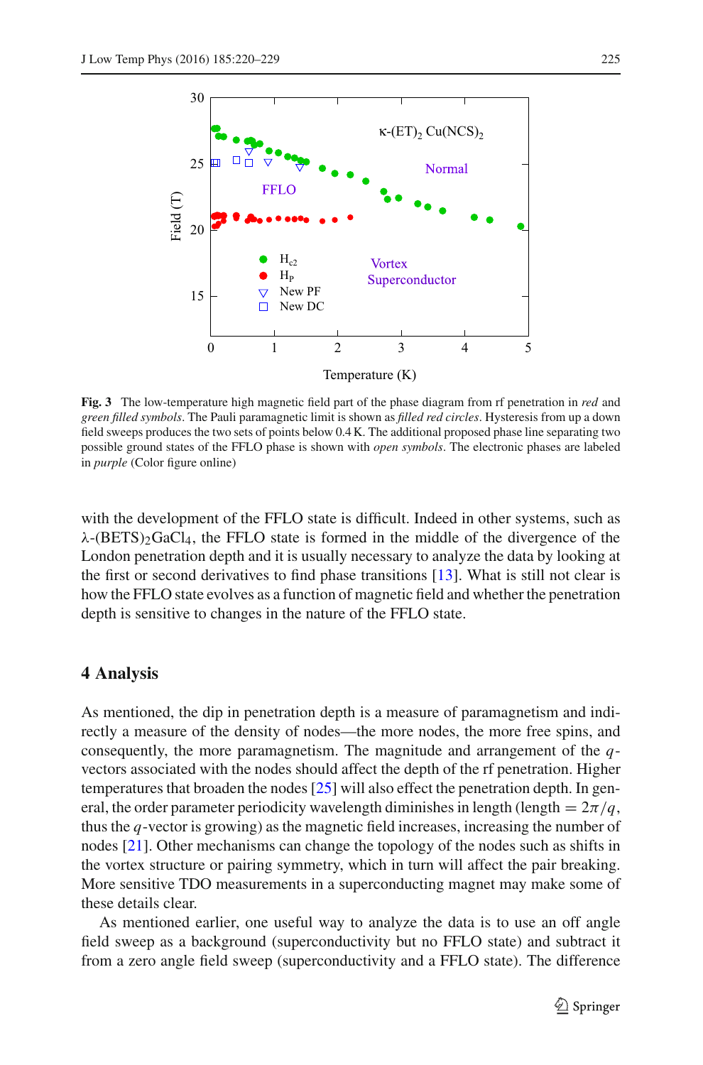**Fig. 3** The low-temperature high magnetic field part of the phase diagram from rf penetration in *red* and *green filled symbols*. The Pauli paramagnetic limit is shown as *filled red circles*. Hysteresis from up a down field sweeps produces the two sets of points below 0.4 K. The additional proposed phase line separating two possible ground states of the FFLO phase is shown with *open symbols*. The electronic phases are labeled in *purple* (Color figure online)

with the development of the FFLO state is difficult. Indeed in other systems, such as λ-$(BETS)_2GaCl_4$, the FFLO state is formed in the middle of the divergence of the London penetration depth and it is usually necessary to analyze the data by looking at the first or second derivatives to find phase transitions [13]. What is still not clear is how the FFLO state evolves as a function of magnetic field and whether the penetration depth is sensitive to changes in the nature of the FFLO state.

## 4 Analysis

As mentioned, the dip in penetration depth is a measure of paramagnetism and indirectly a measure of the density of nodes—the more nodes, the more free spins, and consequently, the more paramagnetism. The magnitude and arrangement of the $q$-vectors associated with the nodes should affect the depth of the rf penetration. Higher temperatures that broaden the nodes [25] will also effect the penetration depth. In general, the order parameter periodicity wavelength diminishes in length (length $= 2\pi/q$, thus the $q$-vector is growing) as the magnetic field increases, increasing the number of nodes [21]. Other mechanisms can change the topology of the nodes such as shifts in the vortex structure or pairing symmetry, which in turn will affect the pair breaking. More sensitive TDO measurements in a superconducting magnet may make some of these details clear.

As mentioned earlier, one useful way to analyze the data is to use an off angle field sweep as a background (superconductivity but no FFLO state) and subtract it from a zero angle field sweep (superconductivity and a FFLO state). The difference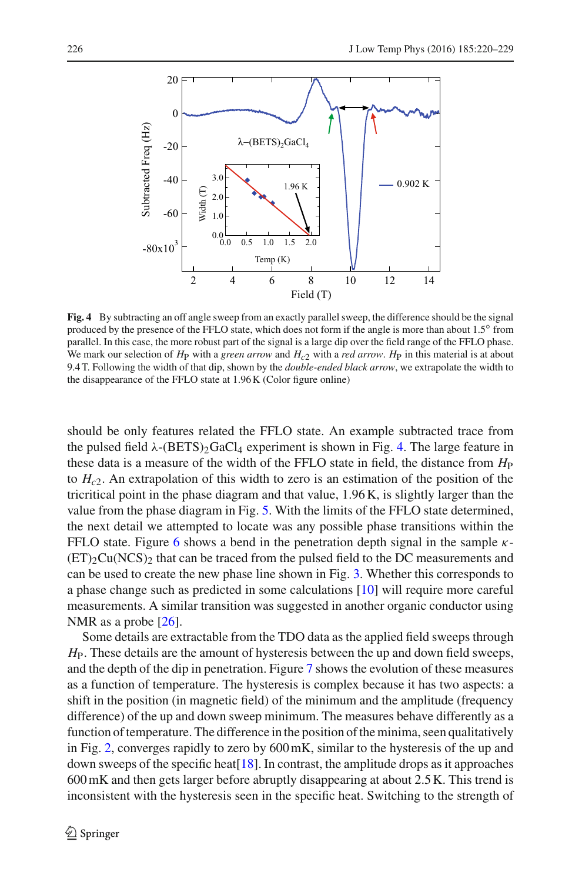**Fig. 4** By subtracting an off angle sweep from an exactly parallel sweep, the difference should be the signal produced by the presence of the FFLO state, which does not form if the angle is more than about 1.5° from parallel. In this case, the more robust part of the signal is a large dip over the field range of the FFLO phase. We mark our selection of $H_P$ with a *green arrow* and $H_{c2}$ with a *red arrow*. $H_P$ in this material is at about 9.4 T. Following the width of that dip, shown by the *double-ended black arrow*, we extrapolate the width to the disappearance of the FFLO state at 1.96 K (Color figure online)

should be only features related the FFLO state. An example subtracted trace from the pulsed field λ-$(BETS)_2GaCl_4$ experiment is shown in Fig. 4. The large feature in these data is a measure of the width of the FFLO state in field, the distance from $H_P$ to $H_{c2}$. An extrapolation of this width to zero is an estimation of the position of the tricritical point in the phase diagram and that value, 1.96 K, is slightly larger than the value from the phase diagram in Fig. 5. With the limits of the FFLO state determined, the next detail we attempted to locate was any possible phase transitions within the FFLO state. Figure 6 shows a bend in the penetration depth signal in the sample κ-$(ET)_2Cu(NCS)_2$ that can be traced from the pulsed field to the DC measurements and can be used to create the new phase line shown in Fig. 3. Whether this corresponds to a phase change such as predicted in some calculations [10] will require more careful measurements. A similar transition was suggested in another organic conductor using NMR as a probe [26].

Some details are extractable from the TDO data as the applied field sweeps through $H_P$. These details are the amount of hysteresis between the up and down field sweeps, and the depth of the dip in penetration. Figure 7 shows the evolution of these measures as a function of temperature. The hysteresis is complex because it has two aspects: a shift in the position (in magnetic field) of the minimum and the amplitude (frequency difference) of the up and down sweep minimum. The measures behave differently as a function of temperature. The difference in the position of the minima, seen qualitatively in Fig. 2, converges rapidly to zero by 600 mK, similar to the hysteresis of the up and down sweeps of the specific heat[18]. In contrast, the amplitude drops as it approaches 600 mK and then gets larger before abruptly disappearing at about 2.5 K. This trend is inconsistent with the hysteresis seen in the specific heat. Switching to the strength of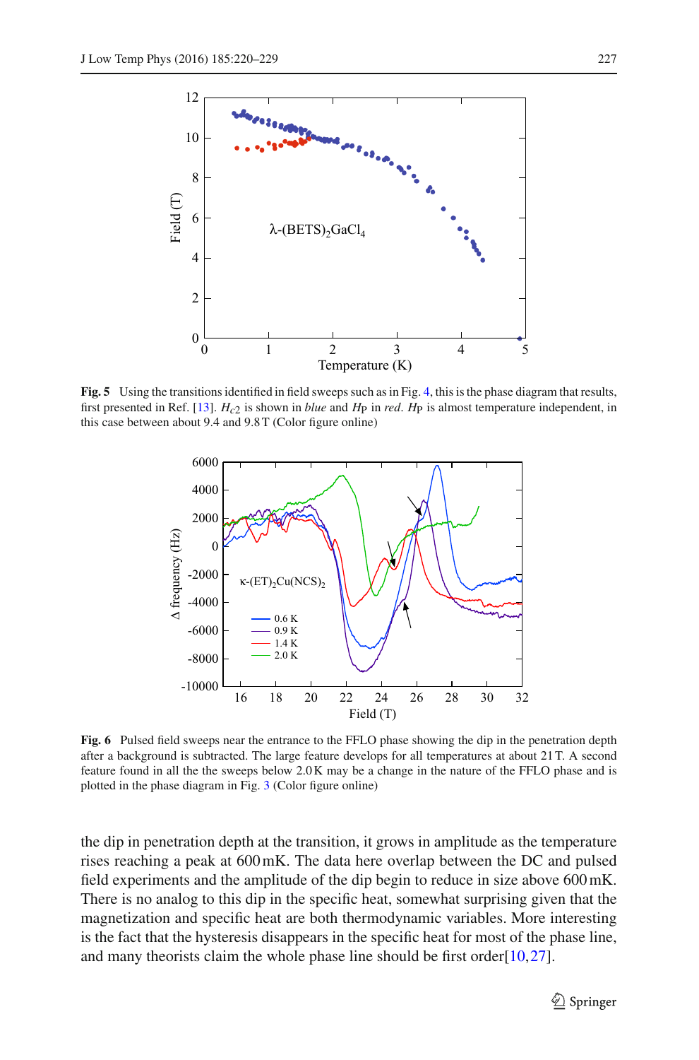**Fig. 5** Using the transitions identified in field sweeps such as in Fig. 4, this is the phase diagram that results, first presented in Ref. [13]. $H_{c2}$ is shown in *blue* and $H_P$ in *red*. $H_P$ is almost temperature independent, in this case between about 9.4 and 9.8 T (Color figure online)

**Fig. 6** Pulsed field sweeps near the entrance to the FFLO phase showing the dip in the penetration depth after a background is subtracted. The large feature develops for all temperatures at about 21 T. A second feature found in all the the sweeps below 2.0 K may be a change in the nature of the FFLO phase and is plotted in the phase diagram in Fig. 3 (Color figure online)

the dip in penetration depth at the transition, it grows in amplitude as the temperature rises reaching a peak at 600 mK. The data here overlap between the DC and pulsed field experiments and the amplitude of the dip begin to reduce in size above 600 mK. There is no analog to this dip in the specific heat, somewhat surprising given that the magnetization and specific heat are both thermodynamic variables. More interesting is the fact that the hysteresis disappears in the specific heat for most of the phase line, and many theorists claim the whole phase line should be first order[10,27].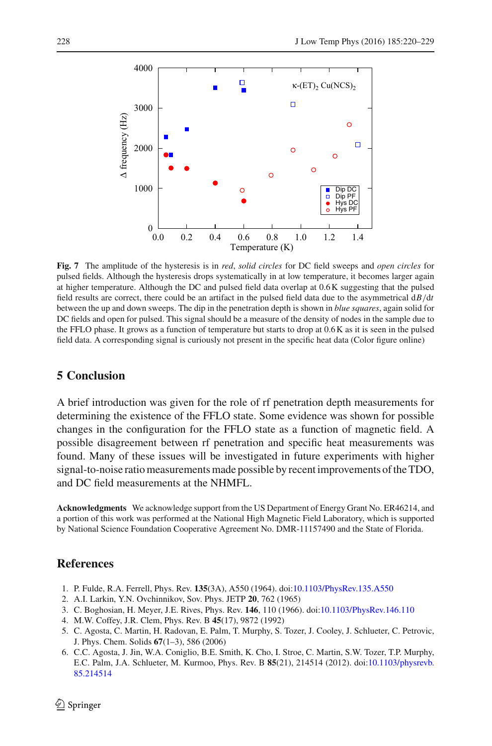Fig. 7 The amplitude of the hysteresis is in *red*, *solid circles* for DC field sweeps and *open circles* for pulsed fields. Although the hysteresis drops systematically in at low temperature, it becomes larger again at higher temperature. Although the DC and pulsed field data overlap at 0.6 K suggesting that the pulsed field results are correct, there could be an artifact in the pulsed field data due to the asymmetrical $\mathrm{d}B/\mathrm{d}t$ between the up and down sweeps. The dip in the penetration depth is shown in *blue squares*, again solid for DC fields and open for pulsed. This signal should be a measure of the density of nodes in the sample due to the FFLO phase. It grows as a function of temperature but starts to drop at 0.6 K as it is seen in the pulsed field data. A corresponding signal is curiously not present in the specific heat data (Color figure online)

## 5 Conclusion

A brief introduction was given for the role of rf penetration depth measurements for determining the existence of the FFLO state. Some evidence was shown for possible changes in the configuration for the FFLO state as a function of magnetic field. A possible disagreement between rf penetration and specific heat measurements was found. Many of these issues will be investigated in future experiments with higher signal-to-noise ratio measurements made possible by recent improvements of the TDO, and DC field measurements at the NHMFL.

**Acknowledgments** We acknowledge support from the US Department of Energy Grant No. ER46214, and a portion of this work was performed at the National High Magnetic Field Laboratory, which is supported by National Science Foundation Cooperative Agreement No. DMR-11157490 and the State of Florida.

## References

1. P. Fulde, R.A. Ferrell, Phys. Rev. **135**(3A), A550 (1964). doi:10.1103/PhysRev.135.A550
2. A.I. Larkin, Y.N. Ovchinnikov, Sov. Phys. JETP **20**, 762 (1965)
3. C. Boghosian, H. Meyer, J.E. Rives, Phys. Rev. **146**, 110 (1966). doi:10.1103/PhysRev.146.110
4. M.W. Coffey, J.R. Clem, Phys. Rev. B **45**(17), 9872 (1992)
5. C. Agosta, C. Martin, H. Radovan, E. Palm, T. Murphy, S. Tozer, J. Cooley, J. Schlueter, C. Petrovic, J. Phys. Chem. Solids **67**(1–3), 586 (2006)
6. C.C. Agosta, J. Jin, W.A. Coniglio, B.E. Smith, K. Cho, I. Stroe, C. Martin, S.W. Tozer, T.P. Murphy, E.C. Palm, J.A. Schlueter, M. Kurmoo, Phys. Rev. B **85**(21), 214514 (2012). doi:10.1103/physrevb.85.214514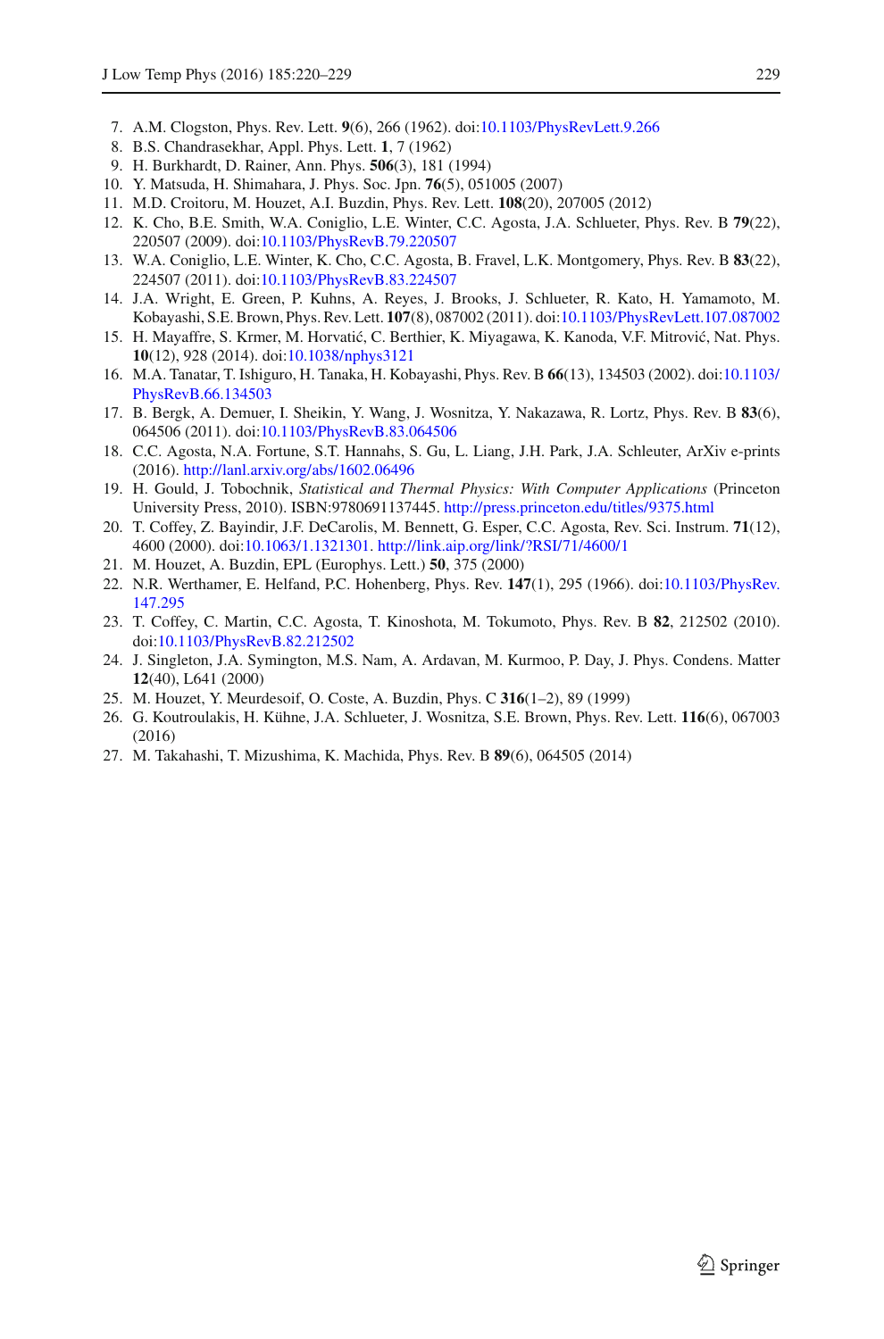7. A.M. Clogston, Phys. Rev. Lett. **9**(6), 266 (1962). doi:10.1103/PhysRevLett.9.266
8. B.S. Chandrasekhar, Appl. Phys. Lett. **1**, 7 (1962)
9. H. Burkhardt, D. Rainer, Ann. Phys. **506**(3), 181 (1994)
10. Y. Matsuda, H. Shimahara, J. Phys. Soc. Jpn. **76**(5), 051005 (2007)
11. M.D. Croitoru, M. Houzet, A.I. Buzdin, Phys. Rev. Lett. **108**(20), 207005 (2012)
12. K. Cho, B.E. Smith, W.A. Coniglio, L.E. Winter, C.C. Agosta, J.A. Schlueter, Phys. Rev. B **79**(22), 220507 (2009). doi:10.1103/PhysRevB.79.220507
13. W.A. Coniglio, L.E. Winter, K. Cho, C.C. Agosta, B. Fravel, L.K. Montgomery, Phys. Rev. B **83**(22), 224507 (2011). doi:10.1103/PhysRevB.83.224507
14. J.A. Wright, E. Green, P. Kuhns, A. Reyes, J. Brooks, J. Schlueter, R. Kato, H. Yamamoto, M. Kobayashi, S.E. Brown, Phys. Rev. Lett. **107**(8), 087002 (2011). doi:10.1103/PhysRevLett.107.087002
15. H. Mayaffre, S. Krmer, M. Horvatić, C. Berthier, K. Miyagawa, K. Kanoda, V.F. Mitrović, Nat. Phys. **10**(12), 928 (2014). doi:10.1038/nphys3121
16. M.A. Tanatar, T. Ishiguro, H. Tanaka, H. Kobayashi, Phys. Rev. B **66**(13), 134503 (2002). doi:10.1103/PhysRevB.66.134503
17. B. Bergk, A. Demuer, I. Sheikin, Y. Wang, J. Wosnitza, Y. Nakazawa, R. Lortz, Phys. Rev. B **83**(6), 064506 (2011). doi:10.1103/PhysRevB.83.064506
18. C.C. Agosta, N.A. Fortune, S.T. Hannahs, S. Gu, L. Liang, J.H. Park, J.A. Schleuter, ArXiv e-prints (2016). http://lanl.arxiv.org/abs/1602.06496
19. H. Gould, J. Tobochnik, *Statistical and Thermal Physics: With Computer Applications* (Princeton University Press, 2010). ISBN:9780691137445. http://press.princeton.edu/titles/9375.html
20. T. Coffey, Z. Bayindir, J.F. DeCarolis, M. Bennett, G. Esper, C.C. Agosta, Rev. Sci. Instrum. **71**(12), 4600 (2000). doi:10.1063/1.1321301. http://link.aip.org/link/?RSI/71/4600/1
21. M. Houzet, A. Buzdin, EPL (Europhys. Lett.) **50**, 375 (2000)
22. N.R. Werthamer, E. Helfand, P.C. Hohenberg, Phys. Rev. **147**(1), 295 (1966). doi:10.1103/PhysRev.147.295
23. T. Coffey, C. Martin, C.C. Agosta, T. Kinoshota, M. Tokumoto, Phys. Rev. B **82**, 212502 (2010). doi:10.1103/PhysRevB.82.212502
24. J. Singleton, J.A. Symington, M.S. Nam, A. Ardavan, M. Kurmoo, P. Day, J. Phys. Condens. Matter **12**(40), L641 (2000)
25. M. Houzet, Y. Meurdesoif, O. Coste, A. Buzdin, Phys. C **316**(1–2), 89 (1999)
26. G. Koutroulakis, H. Kühne, J.A. Schlueter, J. Wosnitza, S.E. Brown, Phys. Rev. Lett. **116**(6), 067003 (2016)
27. M. Takahashi, T. Mizushima, K. Machida, Phys. Rev. B **89**(6), 064505 (2014)